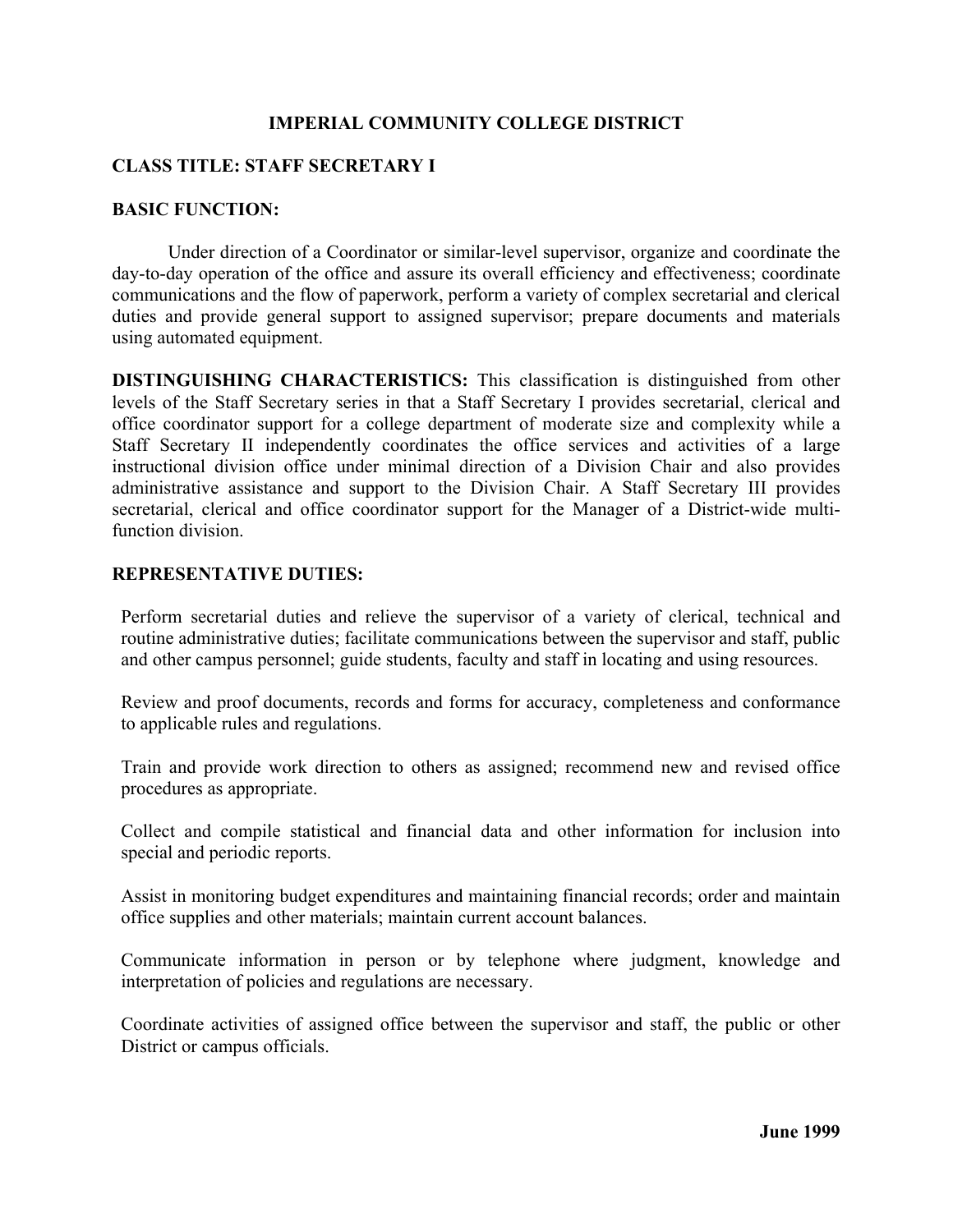# IMPERIAL COMMUNITY COLLEGE DISTRICT

## CLASS TITLE: STAFF SECRETARY I

## BASIC FUNCTION:

Under direction of a Coordinator or similar-level supervisor, organize and coordinate the day-to-day operation of the office and assure its overall efficiency and effectiveness; coordinate communications and the flow of paperwork, perform a variety of complex secretarial and clerical duties and provide general support to assigned supervisor; prepare documents and materials using automated equipment.

**DISTINGUISHING CHARACTERISTICS:** This classification is distinguished from other levels of the Staff Secretary series in that a Staff Secretary I provides secretarial, clerical and office coordinator support for a college department of moderate size and complexity while a Staff Secretary II independently coordinates the office services and activities of a large instructional division office under minimal direction of a Division Chair and also provides administrative assistance and support to the Division Chair. A Staff Secretary III provides secretarial, clerical and office coordinator support for the Manager of a District-wide multi-function division.

## REPRESENTATIVE DUTIES:

Perform secretarial duties and relieve the supervisor of a variety of clerical, technical and routine administrative duties; facilitate communications between the supervisor and staff, public and other campus personnel; guide students, faculty and staff in locating and using resources.

Review and proof documents, records and forms for accuracy, completeness and conformance to applicable rules and regulations.

Train and provide work direction to others as assigned; recommend new and revised office procedures as appropriate.

Collect and compile statistical and financial data and other information for inclusion into special and periodic reports.

Assist in monitoring budget expenditures and maintaining financial records; order and maintain office supplies and other materials; maintain current account balances.

Communicate information in person or by telephone where judgment, knowledge and interpretation of policies and regulations are necessary.

Coordinate activities of assigned office between the supervisor and staff, the public or other District or campus officials.

**June 1999**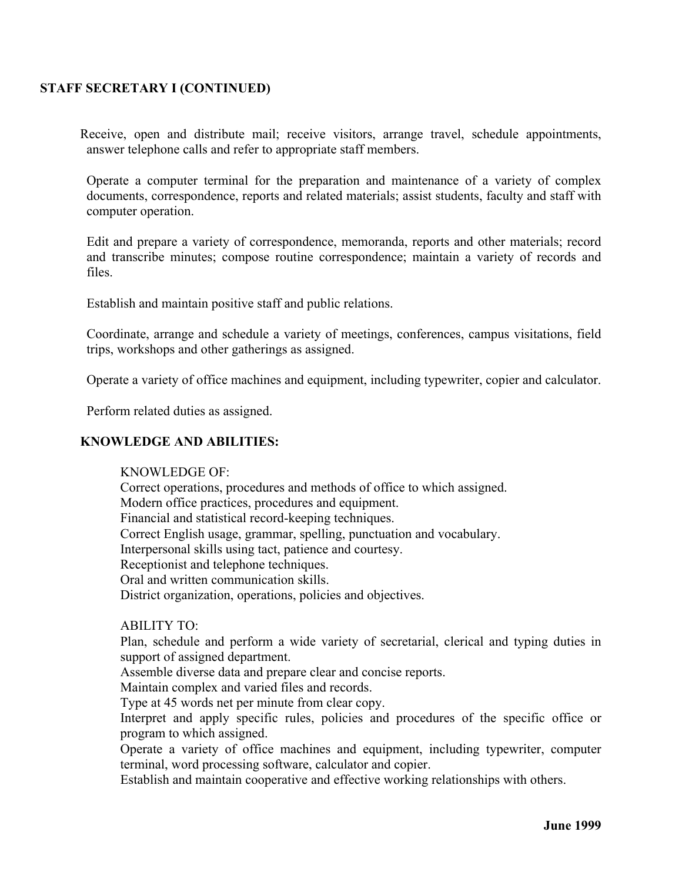**STAFF SECRETARY I (CONTINUED)**

Receive, open and distribute mail; receive visitors, arrange travel, schedule appointments, answer telephone calls and refer to appropriate staff members.

Operate a computer terminal for the preparation and maintenance of a variety of complex documents, correspondence, reports and related materials; assist students, faculty and staff with computer operation.

Edit and prepare a variety of correspondence, memoranda, reports and other materials; record and transcribe minutes; compose routine correspondence; maintain a variety of records and files.

Establish and maintain positive staff and public relations.

Coordinate, arrange and schedule a variety of meetings, conferences, campus visitations, field trips, workshops and other gatherings as assigned.

Operate a variety of office machines and equipment, including typewriter, copier and calculator.

Perform related duties as assigned.

## KNOWLEDGE AND ABILITIES:

KNOWLEDGE OF:
Correct operations, procedures and methods of office to which assigned.
Modern office practices, procedures and equipment.
Financial and statistical record-keeping techniques.
Correct English usage, grammar, spelling, punctuation and vocabulary.
Interpersonal skills using tact, patience and courtesy.
Receptionist and telephone techniques.
Oral and written communication skills.
District organization, operations, policies and objectives.

ABILITY TO:
Plan, schedule and perform a wide variety of secretarial, clerical and typing duties in support of assigned department.
Assemble diverse data and prepare clear and concise reports.
Maintain complex and varied files and records.
Type at 45 words net per minute from clear copy.
Interpret and apply specific rules, policies and procedures of the specific office or program to which assigned.
Operate a variety of office machines and equipment, including typewriter, computer terminal, word processing software, calculator and copier.
Establish and maintain cooperative and effective working relationships with others.

**June 1999**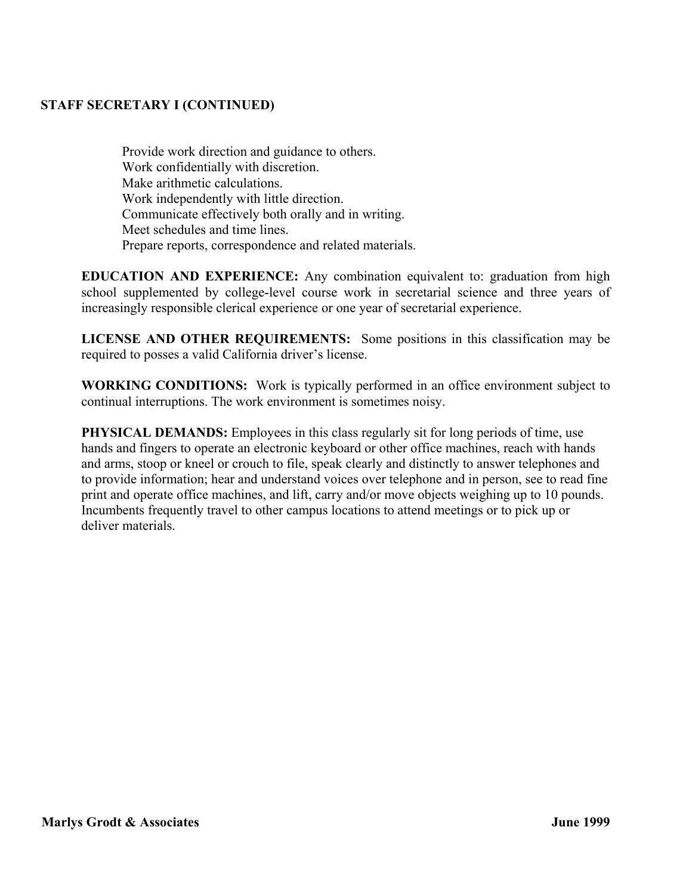**STAFF SECRETARY I (CONTINUED)**

Provide work direction and guidance to others.
Work confidentially with discretion.
Make arithmetic calculations.
Work independently with little direction.
Communicate effectively both orally and in writing.
Meet schedules and time lines.
Prepare reports, correspondence and related materials.

**EDUCATION AND EXPERIENCE:** Any combination equivalent to: graduation from high school supplemented by college-level course work in secretarial science and three years of increasingly responsible clerical experience or one year of secretarial experience.

**LICENSE AND OTHER REQUIREMENTS:** Some positions in this classification may be required to posses a valid California driver's license.

**WORKING CONDITIONS:** Work is typically performed in an office environment subject to continual interruptions. The work environment is sometimes noisy.

**PHYSICAL DEMANDS:** Employees in this class regularly sit for long periods of time, use hands and fingers to operate an electronic keyboard or other office machines, reach with hands and arms, stoop or kneel or crouch to file, speak clearly and distinctly to answer telephones and to provide information; hear and understand voices over telephone and in person, see to read fine print and operate office machines, and lift, carry and/or move objects weighing up to 10 pounds. Incumbents frequently travel to other campus locations to attend meetings or to pick up or deliver materials.